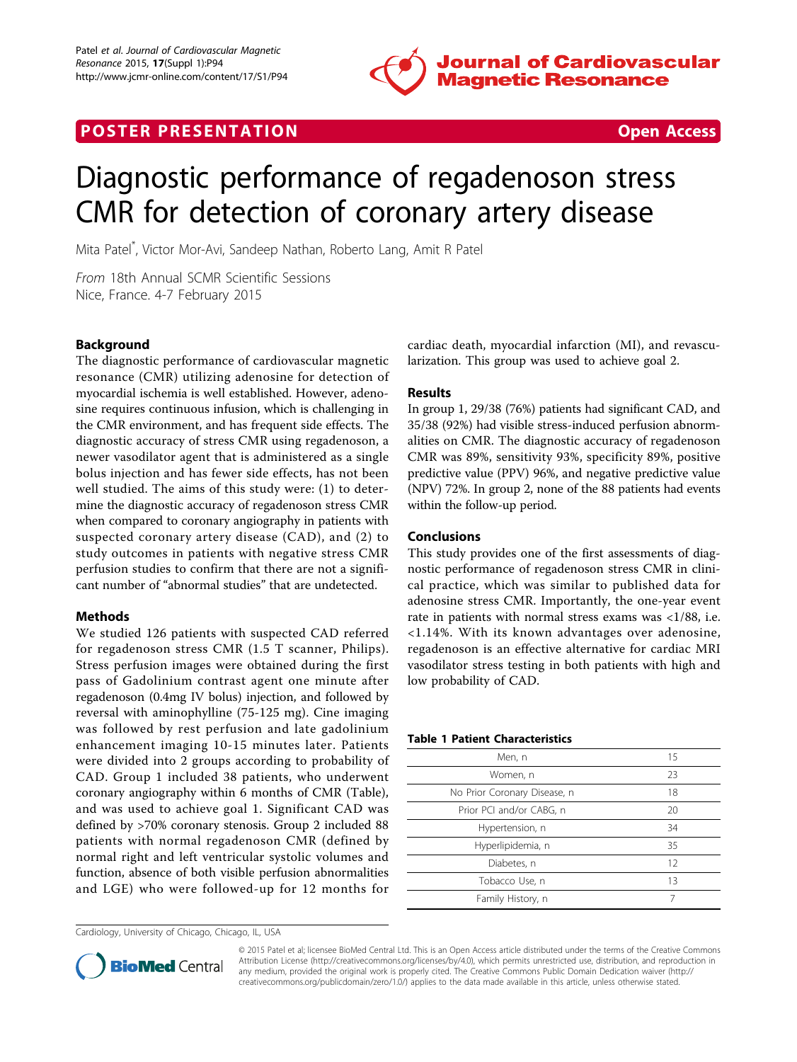POSTER PRESENTATION · Open Access

# Diagnostic performance of regadenoson stress CMR for detection of coronary artery disease

Mita Patel*, Victor Mor-Avi, Sandeep Nathan, Roberto Lang, Amit R Patel

*From* 18th Annual SCMR Scientific Sessions
Nice, France. 4-7 February 2015

## Background

The diagnostic performance of cardiovascular magnetic resonance (CMR) utilizing adenosine for detection of myocardial ischemia is well established. However, adenosine requires continuous infusion, which is challenging in the CMR environment, and has frequent side effects. The diagnostic accuracy of stress CMR using regadenoson, a newer vasodilator agent that is administered as a single bolus injection and has fewer side effects, has not been well studied. The aims of this study were: (1) to determine the diagnostic accuracy of regadenoson stress CMR when compared to coronary angiography in patients with suspected coronary artery disease (CAD), and (2) to study outcomes in patients with negative stress CMR perfusion studies to confirm that there are not a significant number of "abnormal studies" that are undetected.

## Methods

We studied 126 patients with suspected CAD referred for regadenoson stress CMR (1.5 T scanner, Philips). Stress perfusion images were obtained during the first pass of Gadolinium contrast agent one minute after regadenoson (0.4mg IV bolus) injection, and followed by reversal with aminophylline (75-125 mg). Cine imaging was followed by rest perfusion and late gadolinium enhancement imaging 10-15 minutes later. Patients were divided into 2 groups according to probability of CAD. Group 1 included 38 patients, who underwent coronary angiography within 6 months of CMR (Table), and was used to achieve goal 1. Significant CAD was defined by >70% coronary stenosis. Group 2 included 88 patients with normal regadenoson CMR (defined by normal right and left ventricular systolic volumes and function, absence of both visible perfusion abnormalities and LGE) who were followed-up for 12 months for cardiac death, myocardial infarction (MI), and revascularization. This group was used to achieve goal 2.

## Results

In group 1, 29/38 (76%) patients had significant CAD, and 35/38 (92%) had visible stress-induced perfusion abnormalities on CMR. The diagnostic accuracy of regadenoson stress CMR was 89%, sensitivity 93%, specificity 89%, positive predictive value (PPV) 96%, and negative predictive value (NPV) 72%. In group 2, none of the 88 patients had events within the follow-up period.

## Conclusions

This study provides one of the first assessments of diagnostic performance of regadenoson stress CMR in clinical practice, which was similar to published data for adenosine stress CMR. Importantly, the one-year event rate in patients with normal stress exams was <1/88, i.e. <1.14%. With its known advantages over adenosine, regadenoson is an effective alternative for cardiac MRI vasodilator stress testing in both patients with high and low probability of CAD.

**Table 1 Patient Characteristics**

| | |
|---|---|
| Men, n | 15 |
| Women, n | 23 |
| No Prior Coronary Disease, n | 18 |
| Prior PCI and/or CABG, n | 20 |
| Hypertension, n | 34 |
| Hyperlipidemia, n | 35 |
| Diabetes, n | 12 |
| Tobacco Use, n | 13 |
| Family History, n | 7 |

Cardiology, University of Chicago, Chicago, IL, USA

© 2015 Patel et al; licensee BioMed Central Ltd. This is an Open Access article distributed under the terms of the Creative Commons Attribution License (http://creativecommons.org/licenses/by/4.0), which permits unrestricted use, distribution, and reproduction in any medium, provided the original work is properly cited. The Creative Commons Public Domain Dedication waiver (http://creativecommons.org/publicdomain/zero/1.0/) applies to the data made available in this article, unless otherwise stated.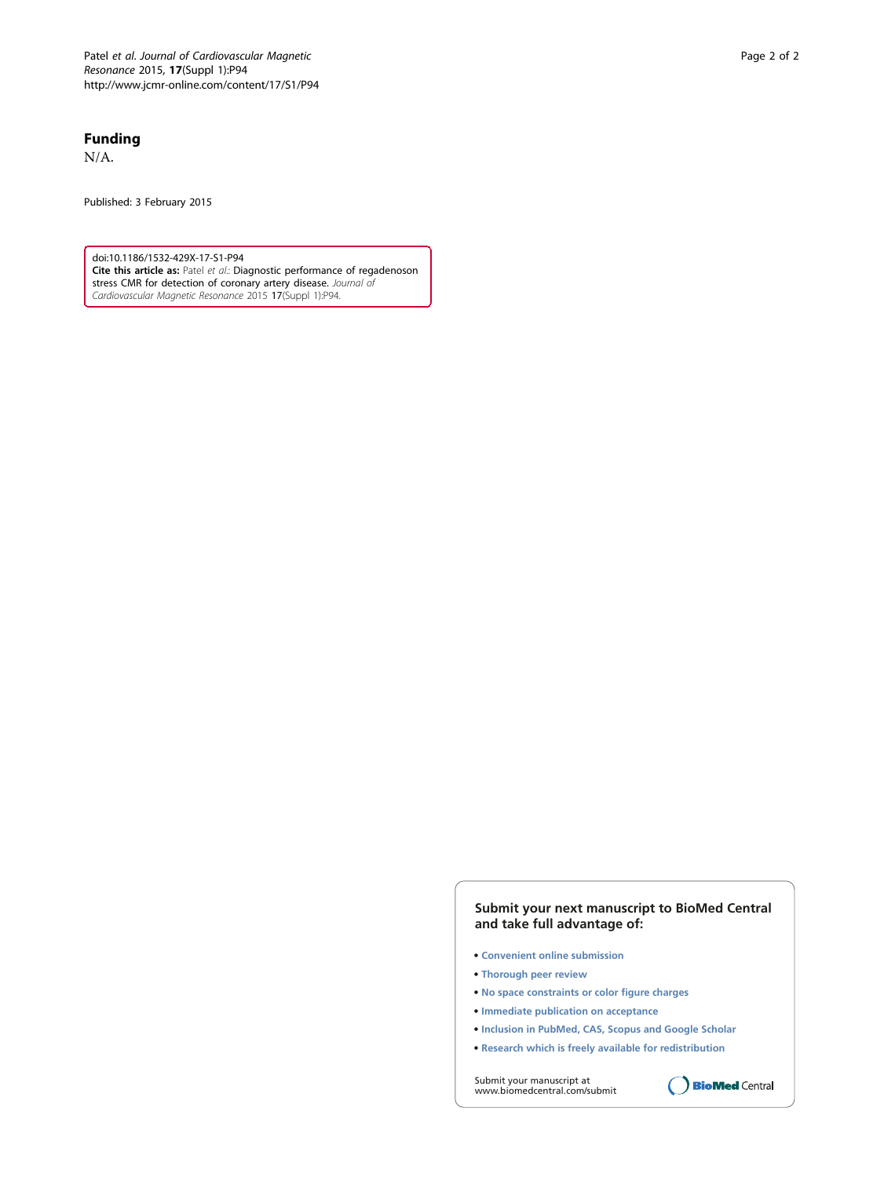## Funding

N/A.

Published: 3 February 2015

doi:10.1186/1532-429X-17-S1-P94

**Cite this article as:** Patel *et al.*: Diagnostic performance of regadenoson stress CMR for detection of coronary artery disease. *Journal of Cardiovascular Magnetic Resonance* 2015 **17**(Suppl 1):P94.

**Submit your next manuscript to BioMed Central and take full advantage of:**

- **Convenient online submission**
- **Thorough peer review**
- **No space constraints or color figure charges**
- **Immediate publication on acceptance**
- **Inclusion in PubMed, CAS, Scopus and Google Scholar**
- **Research which is freely available for redistribution**

Submit your manuscript at www.biomedcentral.com/submit

BioMed Central